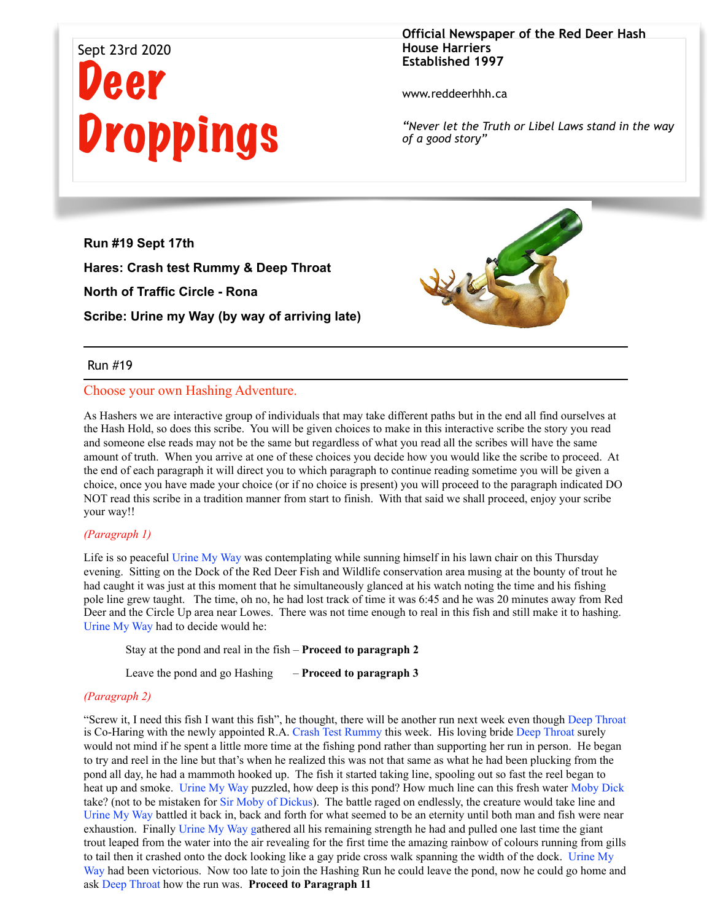Sept 23rd 2020

# Deer Droppings

**Official Newspaper of the Red Deer Hash House Harriers**
**Established 1997**

www.reddeerhhh.ca

*"Never let the Truth or Libel Laws stand in the way of a good story"*

**Run #19 Sept 17th**

**Hares: Crash test Rummy & Deep Throat**

**North of Traffic Circle - Rona**

**Scribe: Urine my Way (by way of arriving late)**

---

Run #19

---

## Choose your own Hashing Adventure.

As Hashers we are interactive group of individuals that may take different paths but in the end all find ourselves at the Hash Hold, so does this scribe. You will be given choices to make in this interactive scribe the story you read and someone else reads may not be the same but regardless of what you read all the scribes will have the same amount of truth. When you arrive at one of these choices you decide how you would like the scribe to proceed. At the end of each paragraph it will direct you to which paragraph to continue reading sometime you will be given a choice, once you have made your choice (or if no choice is present) you will proceed to the paragraph indicated DO NOT read this scribe in a tradition manner from start to finish. With that said we shall proceed, enjoy your scribe your way!!

*(Paragraph 1)*

Life is so peaceful Urine My Way was contemplating while sunning himself in his lawn chair on this Thursday evening. Sitting on the Dock of the Red Deer Fish and Wildlife conservation area musing at the bounty of trout he had caught it was just at this moment that he simultaneously glanced at his watch noting the time and his fishing pole line grew taught. The time, oh no, he had lost track of time it was 6:45 and he was 20 minutes away from Red Deer and the Circle Up area near Lowes. There was not time enough to real in this fish and still make it to hashing. Urine My Way had to decide would he:

Stay at the pond and real in the fish – **Proceed to paragraph 2**

Leave the pond and go Hashing – **Proceed to paragraph 3**

*(Paragraph 2)*

"Screw it, I need this fish I want this fish", he thought, there will be another run next week even though Deep Throat is Co-Haring with the newly appointed R.A. Crash Test Rummy this week. His loving bride Deep Throat surely would not mind if he spent a little more time at the fishing pond rather than supporting her run in person. He began to try and reel in the line but that's when he realized this was not that same as what he had been plucking from the pond all day, he had a mammoth hooked up. The fish it started taking line, spooling out so fast the reel began to heat up and smoke. Urine My Way puzzled, how deep is this pond? How much line can this fresh water Moby Dick take? (not to be mistaken for Sir Moby of Dickus). The battle raged on endlessly, the creature would take line and Urine My Way battled it back in, back and forth for what seemed to be an eternity until both man and fish were near exhaustion. Finally Urine My Way gathered all his remaining strength he had and pulled one last time the giant trout leaped from the water into the air revealing for the first time the amazing rainbow of colours running from gills to tail then it crashed onto the dock looking like a gay pride cross walk spanning the width of the dock. Urine My Way had been victorious. Now too late to join the Hashing Run he could leave the pond, now he could go home and ask Deep Throat how the run was. **Proceed to Paragraph 11**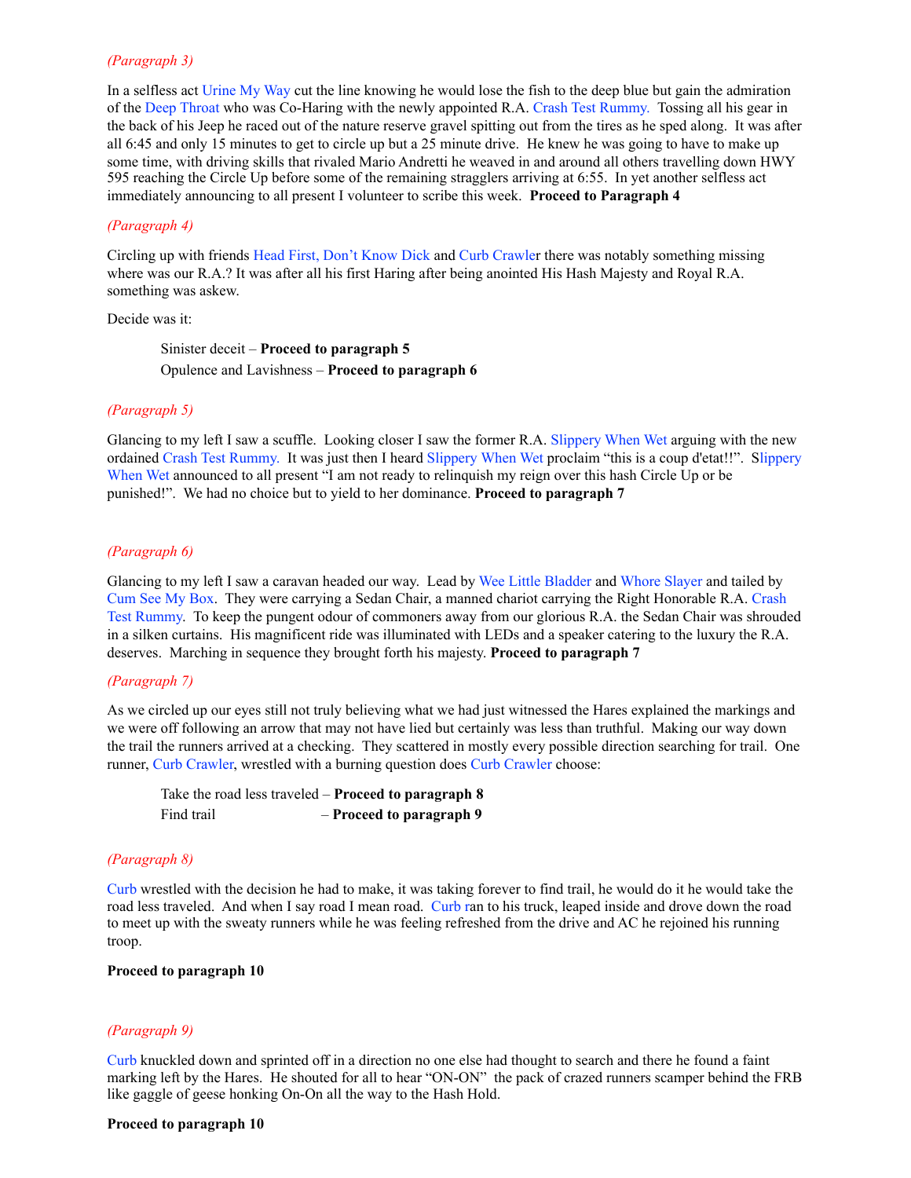*(Paragraph 3)*

In a selfless act Urine My Way cut the line knowing he would lose the fish to the deep blue but gain the admiration of the Deep Throat who was Co-Haring with the newly appointed R.A. Crash Test Rummy. Tossing all his gear in the back of his Jeep he raced out of the nature reserve gravel spitting out from the tires as he sped along. It was after all 6:45 and only 15 minutes to get to circle up but a 25 minute drive. He knew he was going to have to make up some time, with driving skills that rivaled Mario Andretti he weaved in and around all others travelling down HWY 595 reaching the Circle Up before some of the remaining stragglers arriving at 6:55. In yet another selfless act immediately announcing to all present I volunteer to scribe this week. **Proceed to Paragraph 4**

*(Paragraph 4)*

Circling up with friends Head First, Don't Know Dick and Curb Crawler there was notably something missing where was our R.A.? It was after all his first Haring after being anointed His Hash Majesty and Royal R.A. something was askew.

Decide was it:

> Sinister deceit – **Proceed to paragraph 5**
> Opulence and Lavishness – **Proceed to paragraph 6**

*(Paragraph 5)*

Glancing to my left I saw a scuffle. Looking closer I saw the former R.A. Slippery When Wet arguing with the new ordained Crash Test Rummy. It was just then I heard Slippery When Wet proclaim "this is a coup d'etat!!". Slippery When Wet announced to all present "I am not ready to relinquish my reign over this hash Circle Up or be punished!". We had no choice but to yield to her dominance. **Proceed to paragraph 7**

*(Paragraph 6)*

Glancing to my left I saw a caravan headed our way. Lead by Wee Little Bladder and Whore Slayer and tailed by Cum See My Box. They were carrying a Sedan Chair, a manned chariot carrying the Right Honorable R.A. Crash Test Rummy. To keep the pungent odour of commoners away from our glorious R.A. the Sedan Chair was shrouded in a silken curtains. His magnificent ride was illuminated with LEDs and a speaker catering to the luxury the R.A. deserves. Marching in sequence they brought forth his majesty. **Proceed to paragraph 7**

*(Paragraph 7)*

As we circled up our eyes still not truly believing what we had just witnessed the Hares explained the markings and we were off following an arrow that may not have lied but certainly was less than truthful. Making our way down the trail the runners arrived at a checking. They scattered in mostly every possible direction searching for trail. One runner, Curb Crawler, wrestled with a burning question does Curb Crawler choose:

> Take the road less traveled – **Proceed to paragraph 8**
> Find trail – **Proceed to paragraph 9**

*(Paragraph 8)*

Curb wrestled with the decision he had to make, it was taking forever to find trail, he would do it he would take the road less traveled. And when I say road I mean road. Curb ran to his truck, leaped inside and drove down the road to meet up with the sweaty runners while he was feeling refreshed from the drive and AC he rejoined his running troop.

**Proceed to paragraph 10**

*(Paragraph 9)*

Curb knuckled down and sprinted off in a direction no one else had thought to search and there he found a faint marking left by the Hares. He shouted for all to hear "ON-ON" the pack of crazed runners scamper behind the FRB like gaggle of geese honking On-On all the way to the Hash Hold.

**Proceed to paragraph 10**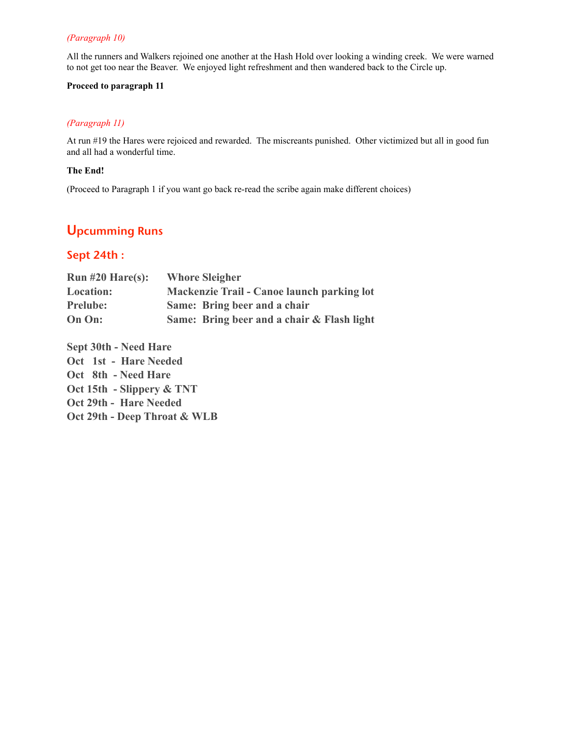*(Paragraph 10)*

All the runners and Walkers rejoined one another at the Hash Hold over looking a winding creek.  We were warned to not get too near the Beaver.  We enjoyed light refreshment and then wandered back to the Circle up.

**Proceed to paragraph 11**

*(Paragraph 11)*

At run #19 the Hares were rejoiced and rewarded.  The miscreants punished.  Other victimized but all in good fun and all had a wonderful time.

**The End!**

(Proceed to Paragraph 1 if you want go back re-read the scribe again make different choices)

## Upcumming Runs

### Sept 24th :

| | |
|---|---|
| **Run #20 Hare(s):** | **Whore Sleigher** |
| **Location:** | **Mackenzie Trail - Canoe launch parking lot** |
| **Prelube:** | **Same:  Bring beer and a chair** |
| **On On:** | **Same:  Bring beer and a chair & Flash light** |

**Sept 30th - Need Hare**
**Oct 1st - Hare Needed**
**Oct 8th - Need Hare**
**Oct 15th - Slippery & TNT**
**Oct 29th - Hare Needed**
**Oct 29th - Deep Throat & WLB**